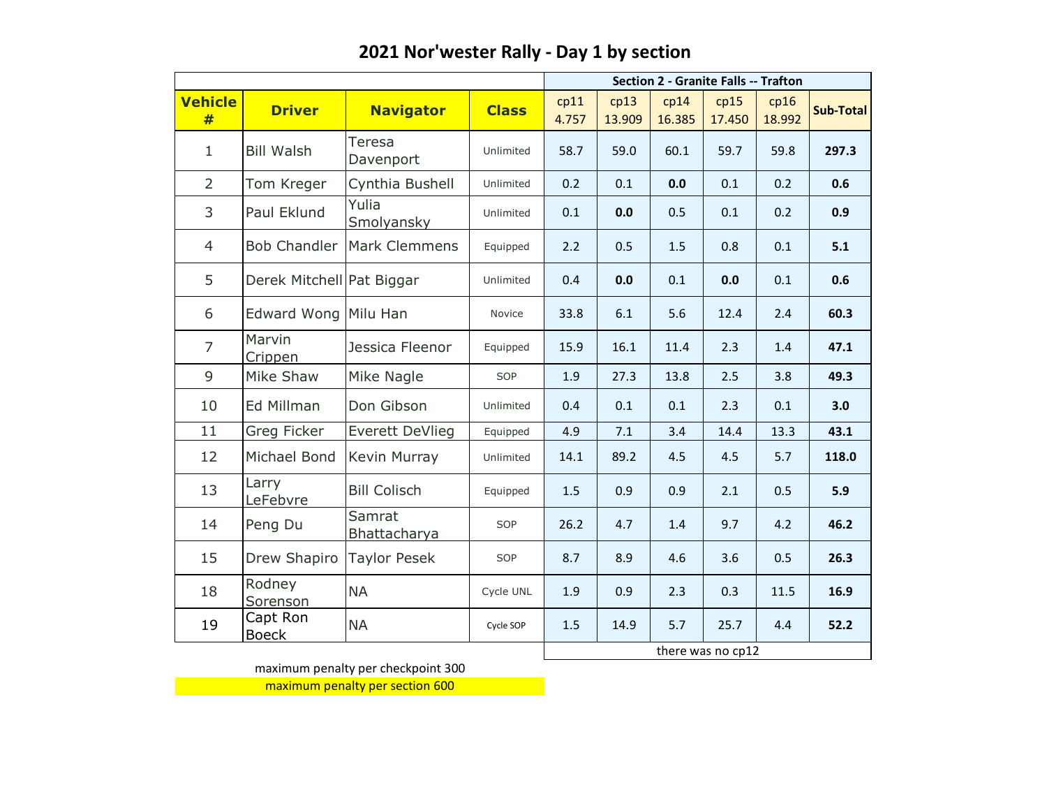# 2021 Nor'wester Rally - Day 1 by section

| | | | | Section 2 - Granite Falls -- Trafton | | | | | |
|---|---|---|---|---|---|---|---|---|---|
| **Vehicle #** | **Driver** | **Navigator** | **Class** | cp11 4.757 | cp13 13.909 | cp14 16.385 | cp15 17.450 | cp16 18.992 | **Sub-Total** |
| 1 | Bill Walsh | Teresa Davenport | Unlimited | 58.7 | 59.0 | 60.1 | 59.7 | 59.8 | **297.3** |
| 2 | Tom Kreger | Cynthia Bushell | Unlimited | 0.2 | 0.1 | **0.0** | 0.1 | 0.2 | **0.6** |
| 3 | Paul Eklund | Yulia Smolyansky | Unlimited | 0.1 | **0.0** | 0.5 | 0.1 | 0.2 | **0.9** |
| 4 | Bob Chandler | Mark Clemmens | Equipped | 2.2 | 0.5 | 1.5 | 0.8 | 0.1 | **5.1** |
| 5 | Derek Mitchell | Pat Biggar | Unlimited | 0.4 | **0.0** | 0.1 | **0.0** | 0.1 | **0.6** |
| 6 | Edward Wong | Milu Han | Novice | 33.8 | 6.1 | 5.6 | 12.4 | 2.4 | **60.3** |
| 7 | Marvin Crippen | Jessica Fleenor | Equipped | 15.9 | 16.1 | 11.4 | 2.3 | 1.4 | **47.1** |
| 9 | Mike Shaw | Mike Nagle | SOP | 1.9 | 27.3 | 13.8 | 2.5 | 3.8 | **49.3** |
| 10 | Ed Millman | Don Gibson | Unlimited | 0.4 | 0.1 | 0.1 | 2.3 | 0.1 | **3.0** |
| 11 | Greg Ficker | Everett DeVlieg | Equipped | 4.9 | 7.1 | 3.4 | 14.4 | 13.3 | **43.1** |
| 12 | Michael Bond | Kevin Murray | Unlimited | 14.1 | 89.2 | 4.5 | 4.5 | 5.7 | **118.0** |
| 13 | Larry LeFebvre | Bill Colisch | Equipped | 1.5 | 0.9 | 0.9 | 2.1 | 0.5 | **5.9** |
| 14 | Peng Du | Samrat Bhattacharya | SOP | 26.2 | 4.7 | 1.4 | 9.7 | 4.2 | **46.2** |
| 15 | Drew Shapiro | Taylor Pesek | SOP | 8.7 | 8.9 | 4.6 | 3.6 | 0.5 | **26.3** |
| 18 | Rodney Sorenson | NA | Cycle UNL | 1.9 | 0.9 | 2.3 | 0.3 | 11.5 | **16.9** |
| 19 | Capt Ron Boeck | NA | Cycle SOP | 1.5 | 14.9 | 5.7 | 25.7 | 4.4 | **52.2** |

there was no cp12

maximum penalty per checkpoint 300

maximum penalty per section 600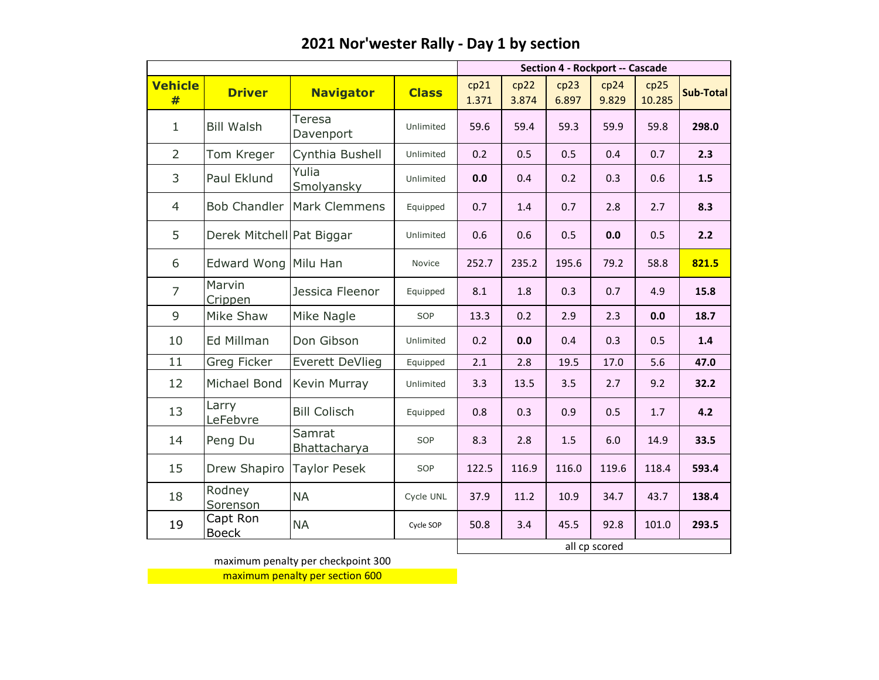# 2021 Nor'wester Rally - Day 1 by section

| | | | | Section 4 - Rockport -- Cascade | | | | | |
|---|---|---|---|---|---|---|---|---|---|
| **Vehicle #** | **Driver** | **Navigator** | **Class** | cp21 1.371 | cp22 3.874 | cp23 6.897 | cp24 9.829 | cp25 10.285 | **Sub-Total** |
| 1 | Bill Walsh | Teresa Davenport | Unlimited | 59.6 | 59.4 | 59.3 | 59.9 | 59.8 | **298.0** |
| 2 | Tom Kreger | Cynthia Bushell | Unlimited | 0.2 | 0.5 | 0.5 | 0.4 | 0.7 | **2.3** |
| 3 | Paul Eklund | Yulia Smolyansky | Unlimited | **0.0** | 0.4 | 0.2 | 0.3 | 0.6 | **1.5** |
| 4 | Bob Chandler | Mark Clemmens | Equipped | 0.7 | 1.4 | 0.7 | 2.8 | 2.7 | **8.3** |
| 5 | Derek Mitchell | Pat Biggar | Unlimited | 0.6 | 0.6 | 0.5 | **0.0** | 0.5 | **2.2** |
| 6 | Edward Wong | Milu Han | Novice | 252.7 | 235.2 | 195.6 | 79.2 | 58.8 | **821.5** |
| 7 | Marvin Crippen | Jessica Fleenor | Equipped | 8.1 | 1.8 | 0.3 | 0.7 | 4.9 | **15.8** |
| 9 | Mike Shaw | Mike Nagle | SOP | 13.3 | 0.2 | 2.9 | 2.3 | **0.0** | **18.7** |
| 10 | Ed Millman | Don Gibson | Unlimited | 0.2 | **0.0** | 0.4 | 0.3 | 0.5 | **1.4** |
| 11 | Greg Ficker | Everett DeVlieg | Equipped | 2.1 | 2.8 | 19.5 | 17.0 | 5.6 | **47.0** |
| 12 | Michael Bond | Kevin Murray | Unlimited | 3.3 | 13.5 | 3.5 | 2.7 | 9.2 | **32.2** |
| 13 | Larry LeFebvre | Bill Colisch | Equipped | 0.8 | 0.3 | 0.9 | 0.5 | 1.7 | **4.2** |
| 14 | Peng Du | Samrat Bhattacharya | SOP | 8.3 | 2.8 | 1.5 | 6.0 | 14.9 | **33.5** |
| 15 | Drew Shapiro | Taylor Pesek | SOP | 122.5 | 116.9 | 116.0 | 119.6 | 118.4 | **593.4** |
| 18 | Rodney Sorenson | NA | Cycle UNL | 37.9 | 11.2 | 10.9 | 34.7 | 43.7 | **138.4** |
| 19 | Capt Ron Boeck | NA | Cycle SOP | 50.8 | 3.4 | 45.5 | 92.8 | 101.0 | **293.5** |
| | | | | all cp scored | | | | | |

maximum penalty per checkpoint 300

maximum penalty per section 600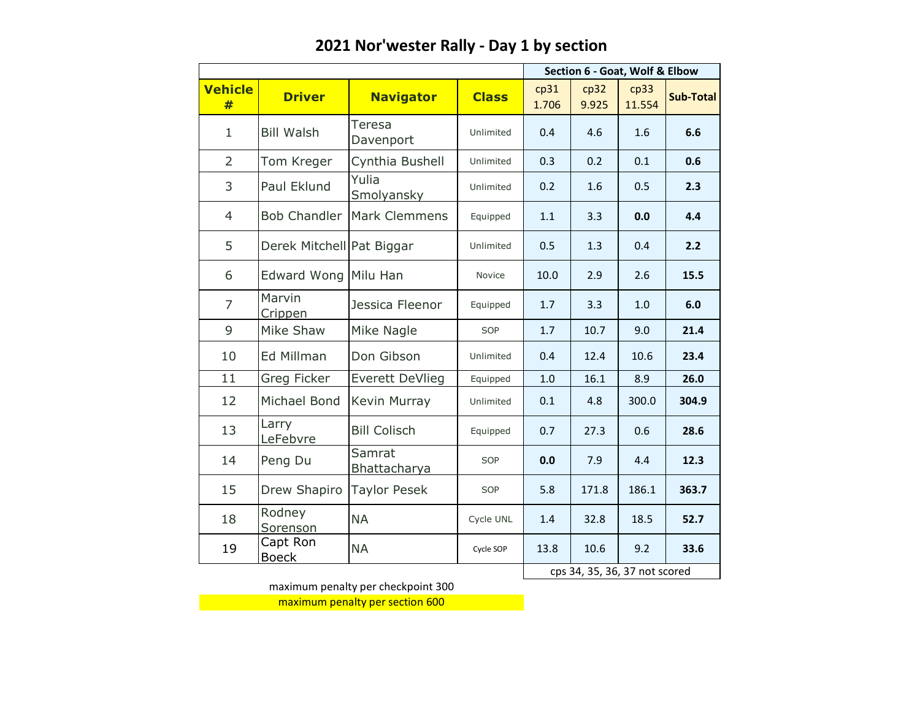# 2021 Nor'wester Rally - Day 1 by section

| | | | | Section 6 - Goat, Wolf & Elbow | | | |
|---|---|---|---|---|---|---|---|
| **Vehicle #** | **Driver** | **Navigator** | **Class** | cp31 1.706 | cp32 9.925 | cp33 11.554 | **Sub-Total** |
| 1 | Bill Walsh | Teresa Davenport | Unlimited | 0.4 | 4.6 | 1.6 | **6.6** |
| 2 | Tom Kreger | Cynthia Bushell | Unlimited | 0.3 | 0.2 | 0.1 | **0.6** |
| 3 | Paul Eklund | Yulia Smolyansky | Unlimited | 0.2 | 1.6 | 0.5 | **2.3** |
| 4 | Bob Chandler | Mark Clemmens | Equipped | 1.1 | 3.3 | **0.0** | **4.4** |
| 5 | Derek Mitchell | Pat Biggar | Unlimited | 0.5 | 1.3 | 0.4 | **2.2** |
| 6 | Edward Wong | Milu Han | Novice | 10.0 | 2.9 | 2.6 | **15.5** |
| 7 | Marvin Crippen | Jessica Fleenor | Equipped | 1.7 | 3.3 | 1.0 | **6.0** |
| 9 | Mike Shaw | Mike Nagle | SOP | 1.7 | 10.7 | 9.0 | **21.4** |
| 10 | Ed Millman | Don Gibson | Unlimited | 0.4 | 12.4 | 10.6 | **23.4** |
| 11 | Greg Ficker | Everett DeVlieg | Equipped | 1.0 | 16.1 | 8.9 | **26.0** |
| 12 | Michael Bond | Kevin Murray | Unlimited | 0.1 | 4.8 | 300.0 | **304.9** |
| 13 | Larry LeFebvre | Bill Colisch | Equipped | 0.7 | 27.3 | 0.6 | **28.6** |
| 14 | Peng Du | Samrat Bhattacharya | SOP | **0.0** | 7.9 | 4.4 | **12.3** |
| 15 | Drew Shapiro | Taylor Pesek | SOP | 5.8 | 171.8 | 186.1 | **363.7** |
| 18 | Rodney Sorenson | NA | Cycle UNL | 1.4 | 32.8 | 18.5 | **52.7** |
| 19 | Capt Ron Boeck | NA | Cycle SOP | 13.8 | 10.6 | 9.2 | **33.6** |
| | | | | cps 34, 35, 36, 37 not scored | | | |

maximum penalty per checkpoint 300

maximum penalty per section 600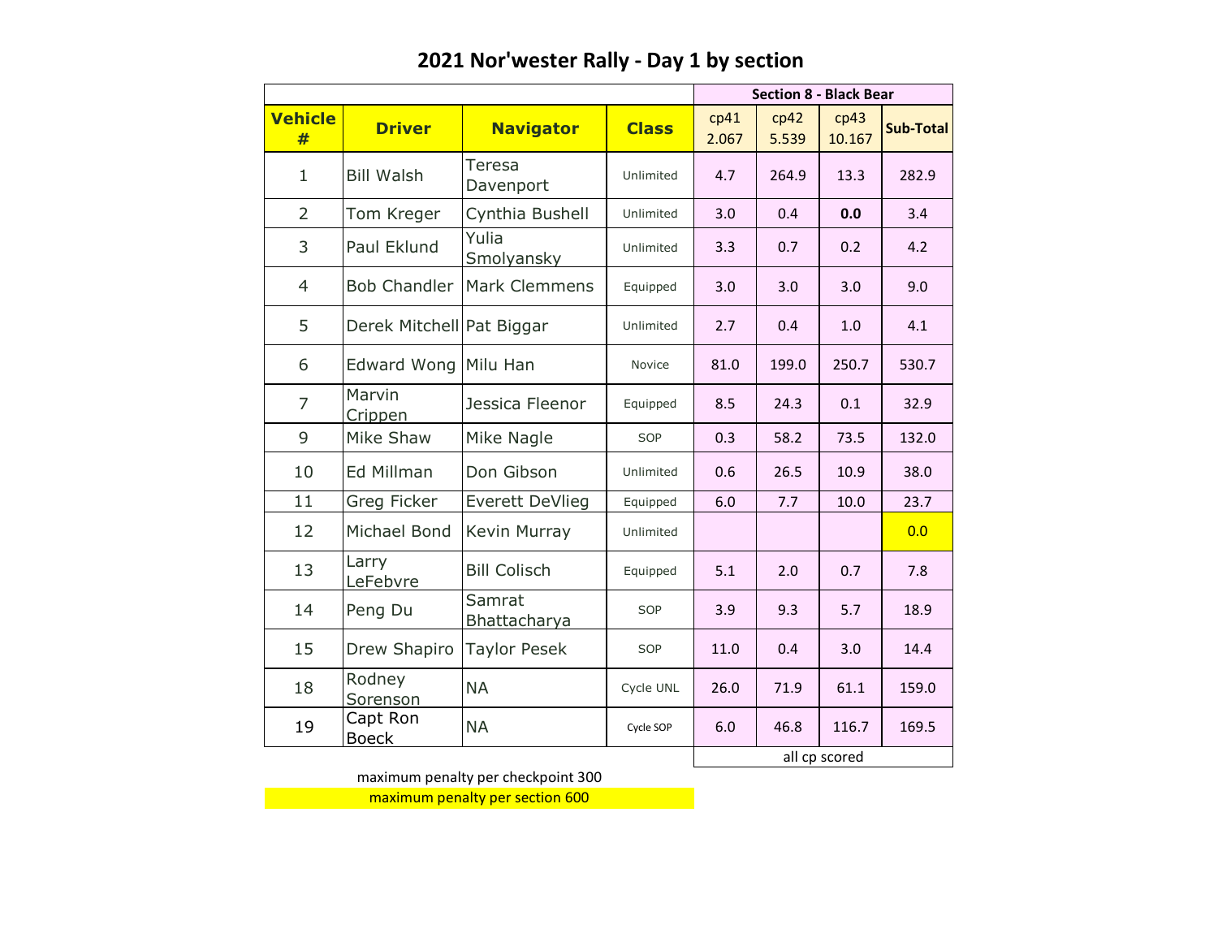# 2021 Nor'wester Rally - Day 1 by section

| | | | | Section 8 - Black Bear | | | |
|---|---|---|---|---|---|---|---|
| Vehicle # | Driver | Navigator | Class | cp41 2.067 | cp42 5.539 | cp43 10.167 | Sub-Total |
| 1 | Bill Walsh | Teresa Davenport | Unlimited | 4.7 | 264.9 | 13.3 | 282.9 |
| 2 | Tom Kreger | Cynthia Bushell | Unlimited | 3.0 | 0.4 | **0.0** | 3.4 |
| 3 | Paul Eklund | Yulia Smolyansky | Unlimited | 3.3 | 0.7 | 0.2 | 4.2 |
| 4 | Bob Chandler | Mark Clemmens | Equipped | 3.0 | 3.0 | 3.0 | 9.0 |
| 5 | Derek Mitchell | Pat Biggar | Unlimited | 2.7 | 0.4 | 1.0 | 4.1 |
| 6 | Edward Wong | Milu Han | Novice | 81.0 | 199.0 | 250.7 | 530.7 |
| 7 | Marvin Crippen | Jessica Fleenor | Equipped | 8.5 | 24.3 | 0.1 | 32.9 |
| 9 | Mike Shaw | Mike Nagle | SOP | 0.3 | 58.2 | 73.5 | 132.0 |
| 10 | Ed Millman | Don Gibson | Unlimited | 0.6 | 26.5 | 10.9 | 38.0 |
| 11 | Greg Ficker | Everett DeVlieg | Equipped | 6.0 | 7.7 | 10.0 | 23.7 |
| 12 | Michael Bond | Kevin Murray | Unlimited | | | | 0.0 |
| 13 | Larry LeFebvre | Bill Colisch | Equipped | 5.1 | 2.0 | 0.7 | 7.8 |
| 14 | Peng Du | Samrat Bhattacharya | SOP | 3.9 | 9.3 | 5.7 | 18.9 |
| 15 | Drew Shapiro | Taylor Pesek | SOP | 11.0 | 0.4 | 3.0 | 14.4 |
| 18 | Rodney Sorenson | NA | Cycle UNL | 26.0 | 71.9 | 61.1 | 159.0 |
| 19 | Capt Ron Boeck | NA | Cycle SOP | 6.0 | 46.8 | 116.7 | 169.5 |
| | | | | all cp scored | | | |

maximum penalty per checkpoint 300

maximum penalty per section 600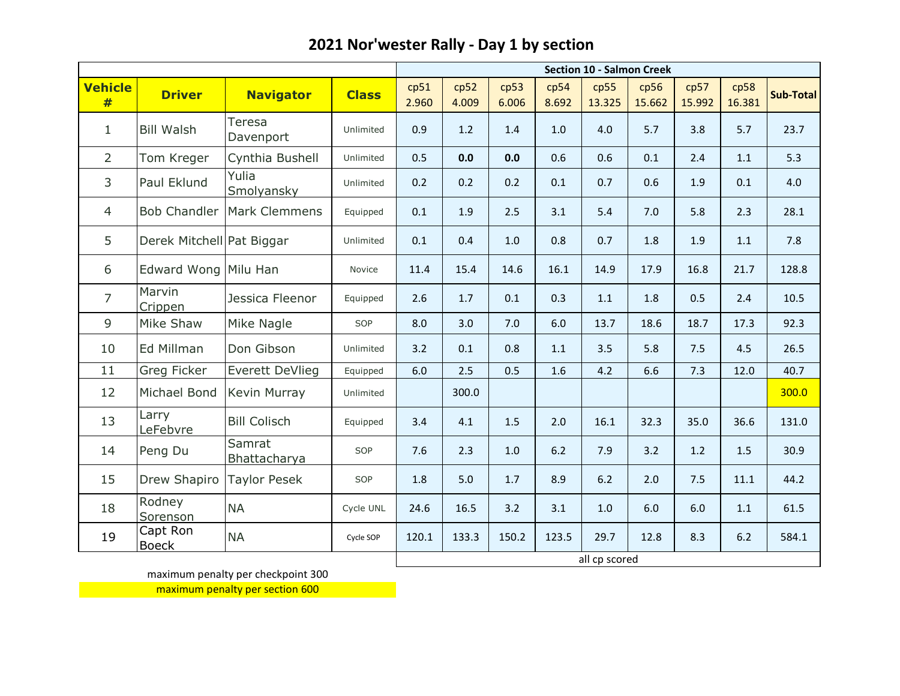# 2021 Nor'wester Rally - Day 1 by section

| | | | | Section 10 - Salmon Creek | | | | | | | | |
|---|---|---|---|---|---|---|---|---|---|---|---|---|
| **Vehicle #** | **Driver** | **Navigator** | **Class** | cp51 2.960 | cp52 4.009 | cp53 6.006 | cp54 8.692 | cp55 13.325 | cp56 15.662 | cp57 15.992 | cp58 16.381 | **Sub-Total** |
| 1 | Bill Walsh | Teresa Davenport | Unlimited | 0.9 | 1.2 | 1.4 | 1.0 | 4.0 | 5.7 | 3.8 | 5.7 | 23.7 |
| 2 | Tom Kreger | Cynthia Bushell | Unlimited | 0.5 | **0.0** | **0.0** | 0.6 | 0.6 | 0.1 | 2.4 | 1.1 | 5.3 |
| 3 | Paul Eklund | Yulia Smolyansky | Unlimited | 0.2 | 0.2 | 0.2 | 0.1 | 0.7 | 0.6 | 1.9 | 0.1 | 4.0 |
| 4 | Bob Chandler | Mark Clemmens | Equipped | 0.1 | 1.9 | 2.5 | 3.1 | 5.4 | 7.0 | 5.8 | 2.3 | 28.1 |
| 5 | Derek Mitchell | Pat Biggar | Unlimited | 0.1 | 0.4 | 1.0 | 0.8 | 0.7 | 1.8 | 1.9 | 1.1 | 7.8 |
| 6 | Edward Wong | Milu Han | Novice | 11.4 | 15.4 | 14.6 | 16.1 | 14.9 | 17.9 | 16.8 | 21.7 | 128.8 |
| 7 | Marvin Crippen | Jessica Fleenor | Equipped | 2.6 | 1.7 | 0.1 | 0.3 | 1.1 | 1.8 | 0.5 | 2.4 | 10.5 |
| 9 | Mike Shaw | Mike Nagle | SOP | 8.0 | 3.0 | 7.0 | 6.0 | 13.7 | 18.6 | 18.7 | 17.3 | 92.3 |
| 10 | Ed Millman | Don Gibson | Unlimited | 3.2 | 0.1 | 0.8 | 1.1 | 3.5 | 5.8 | 7.5 | 4.5 | 26.5 |
| 11 | Greg Ficker | Everett DeVlieg | Equipped | 6.0 | 2.5 | 0.5 | 1.6 | 4.2 | 6.6 | 7.3 | 12.0 | 40.7 |
| 12 | Michael Bond | Kevin Murray | Unlimited | | 300.0 | | | | | | | 300.0 |
| 13 | Larry LeFebvre | Bill Colisch | Equipped | 3.4 | 4.1 | 1.5 | 2.0 | 16.1 | 32.3 | 35.0 | 36.6 | 131.0 |
| 14 | Peng Du | Samrat Bhattacharya | SOP | 7.6 | 2.3 | 1.0 | 6.2 | 7.9 | 3.2 | 1.2 | 1.5 | 30.9 |
| 15 | Drew Shapiro | Taylor Pesek | SOP | 1.8 | 5.0 | 1.7 | 8.9 | 6.2 | 2.0 | 7.5 | 11.1 | 44.2 |
| 18 | Rodney Sorenson | NA | Cycle UNL | 24.6 | 16.5 | 3.2 | 3.1 | 1.0 | 6.0 | 6.0 | 1.1 | 61.5 |
| 19 | Capt Ron Boeck | NA | Cycle SOP | 120.1 | 133.3 | 150.2 | 123.5 | 29.7 | 12.8 | 8.3 | 6.2 | 584.1 |
| | | | | all cp scored | | | | | | | | |

maximum penalty per checkpoint 300

maximum penalty per section 600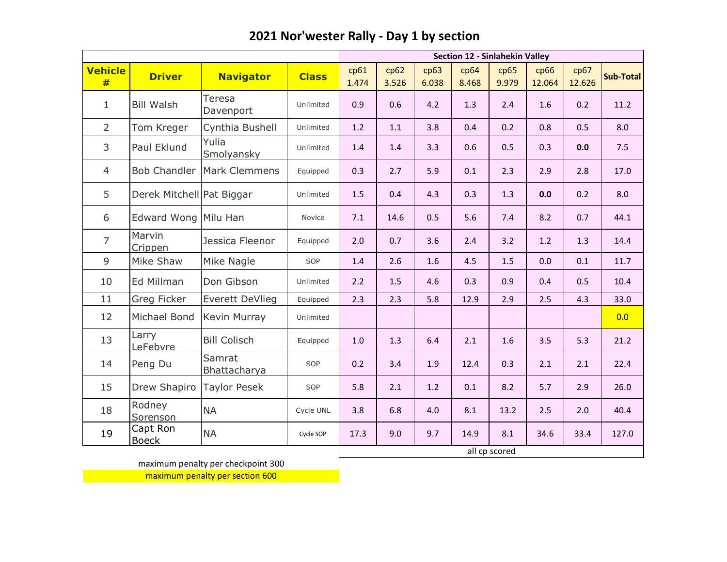# 2021 Nor'wester Rally - Day 1 by section

| Vehicle # | Driver | Navigator | Class | Section 12 - Sinlahekin Valley | | | | | | | |
|---|---|---|---|---|---|---|---|---|---|---|---|
| | | | | cp61 1.474 | cp62 3.526 | cp63 6.038 | cp64 8.468 | cp65 9.979 | cp66 12.064 | cp67 12.626 | Sub-Total |
| 1 | Bill Walsh | Teresa Davenport | Unlimited | 0.9 | 0.6 | 4.2 | 1.3 | 2.4 | 1.6 | 0.2 | 11.2 |
| 2 | Tom Kreger | Cynthia Bushell | Unlimited | 1.2 | 1.1 | 3.8 | 0.4 | 0.2 | 0.8 | 0.5 | 8.0 |
| 3 | Paul Eklund | Yulia Smolyansky | Unlimited | 1.4 | 1.4 | 3.3 | 0.6 | 0.5 | 0.3 | **0.0** | 7.5 |
| 4 | Bob Chandler | Mark Clemmens | Equipped | 0.3 | 2.7 | 5.9 | 0.1 | 2.3 | 2.9 | 2.8 | 17.0 |
| 5 | Derek Mitchell | Pat Biggar | Unlimited | 1.5 | 0.4 | 4.3 | 0.3 | 1.3 | **0.0** | 0.2 | 8.0 |
| 6 | Edward Wong | Milu Han | Novice | 7.1 | 14.6 | 0.5 | 5.6 | 7.4 | 8.2 | 0.7 | 44.1 |
| 7 | Marvin Crippen | Jessica Fleenor | Equipped | 2.0 | 0.7 | 3.6 | 2.4 | 3.2 | 1.2 | 1.3 | 14.4 |
| 9 | Mike Shaw | Mike Nagle | SOP | 1.4 | 2.6 | 1.6 | 4.5 | 1.5 | 0.0 | 0.1 | 11.7 |
| 10 | Ed Millman | Don Gibson | Unlimited | 2.2 | 1.5 | 4.6 | 0.3 | 0.9 | 0.4 | 0.5 | 10.4 |
| 11 | Greg Ficker | Everett DeVlieg | Equipped | 2.3 | 2.3 | 5.8 | 12.9 | 2.9 | 2.5 | 4.3 | 33.0 |
| 12 | Michael Bond | Kevin Murray | Unlimited | | | | | | | | 0.0 |
| 13 | Larry LeFebvre | Bill Colisch | Equipped | 1.0 | 1.3 | 6.4 | 2.1 | 1.6 | 3.5 | 5.3 | 21.2 |
| 14 | Peng Du | Samrat Bhattacharya | SOP | 0.2 | 3.4 | 1.9 | 12.4 | 0.3 | 2.1 | 2.1 | 22.4 |
| 15 | Drew Shapiro | Taylor Pesek | SOP | 5.8 | 2.1 | 1.2 | 0.1 | 8.2 | 5.7 | 2.9 | 26.0 |
| 18 | Rodney Sorenson | NA | Cycle UNL | 3.8 | 6.8 | 4.0 | 8.1 | 13.2 | 2.5 | 2.0 | 40.4 |
| 19 | Capt Ron Boeck | NA | Cycle SOP | 17.3 | 9.0 | 9.7 | 14.9 | 8.1 | 34.6 | 33.4 | 127.0 |
| | | | | all cp scored | | | | | | | |

maximum penalty per checkpoint 300

maximum penalty per section 600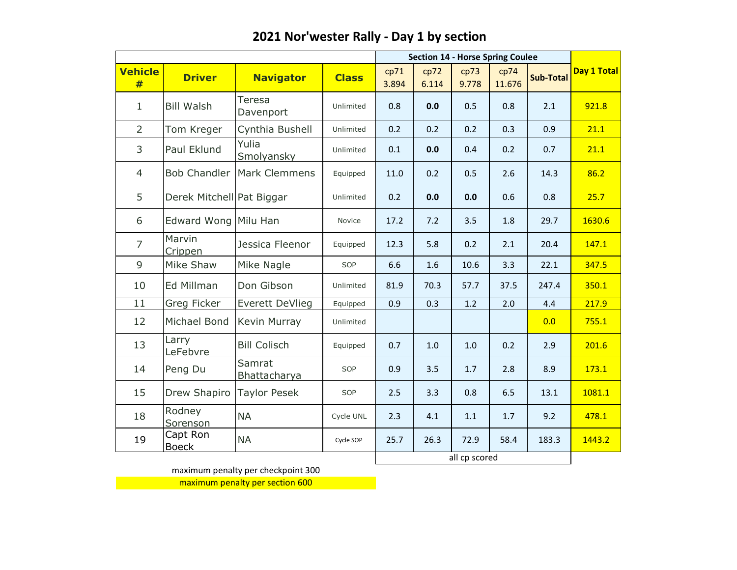# 2021 Nor'wester Rally - Day 1 by section

| | | | | Section 14 - Horse Spring Coulee | | | | | |
|---|---|---|---|---|---|---|---|---|---|
| **Vehicle #** | **Driver** | **Navigator** | **Class** | cp71 3.894 | cp72 6.114 | cp73 9.778 | cp74 11.676 | **Sub-Total** | **Day 1 Total** |
| 1 | Bill Walsh | Teresa Davenport | Unlimited | 0.8 | **0.0** | 0.5 | 0.8 | 2.1 | 921.8 |
| 2 | Tom Kreger | Cynthia Bushell | Unlimited | 0.2 | 0.2 | 0.2 | 0.3 | 0.9 | 21.1 |
| 3 | Paul Eklund | Yulia Smolyansky | Unlimited | 0.1 | **0.0** | 0.4 | 0.2 | 0.7 | 21.1 |
| 4 | Bob Chandler | Mark Clemmens | Equipped | 11.0 | 0.2 | 0.5 | 2.6 | 14.3 | 86.2 |
| 5 | Derek Mitchell | Pat Biggar | Unlimited | 0.2 | **0.0** | **0.0** | 0.6 | 0.8 | 25.7 |
| 6 | Edward Wong | Milu Han | Novice | 17.2 | 7.2 | 3.5 | 1.8 | 29.7 | 1630.6 |
| 7 | Marvin Crippen | Jessica Fleenor | Equipped | 12.3 | 5.8 | 0.2 | 2.1 | 20.4 | 147.1 |
| 9 | Mike Shaw | Mike Nagle | SOP | 6.6 | 1.6 | 10.6 | 3.3 | 22.1 | 347.5 |
| 10 | Ed Millman | Don Gibson | Unlimited | 81.9 | 70.3 | 57.7 | 37.5 | 247.4 | 350.1 |
| 11 | Greg Ficker | Everett DeVlieg | Equipped | 0.9 | 0.3 | 1.2 | 2.0 | 4.4 | 217.9 |
| 12 | Michael Bond | Kevin Murray | Unlimited | | | | | 0.0 | 755.1 |
| 13 | Larry LeFebvre | Bill Colisch | Equipped | 0.7 | 1.0 | 1.0 | 0.2 | 2.9 | 201.6 |
| 14 | Peng Du | Samrat Bhattacharya | SOP | 0.9 | 3.5 | 1.7 | 2.8 | 8.9 | 173.1 |
| 15 | Drew Shapiro | Taylor Pesek | SOP | 2.5 | 3.3 | 0.8 | 6.5 | 13.1 | 1081.1 |
| 18 | Rodney Sorenson | NA | Cycle UNL | 2.3 | 4.1 | 1.1 | 1.7 | 9.2 | 478.1 |
| 19 | Capt Ron Boeck | NA | Cycle SOP | 25.7 | 26.3 | 72.9 | 58.4 | 183.3 | 1443.2 |
| | | | | all cp scored | | | | | |

maximum penalty per checkpoint 300

maximum penalty per section 600